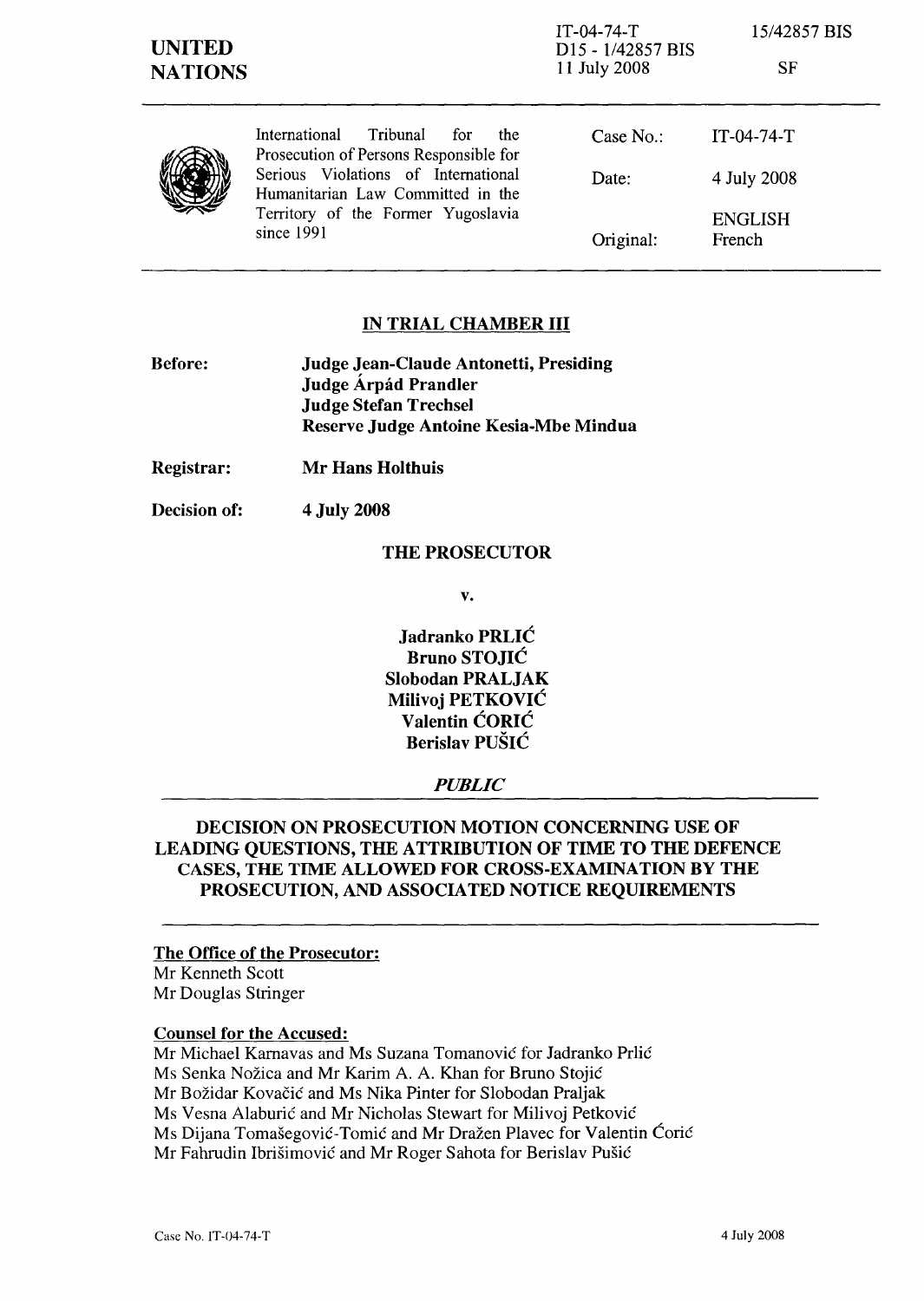IT-04-74-T
D15 - 1/42857 BIS
11 July 2008

15/42857 BIS

SF

**UNITED NATIONS**

| International Tribunal for the Prosecution of Persons Responsible for Serious Violations of International Humanitarian Law Committed in the Territory of the Former Yugoslavia since 1991 | Case No.: | IT-04-74-T |
|---|---|---|
| | Date: | 4 July 2008 |
| | Original: | ENGLISH French |

## IN TRIAL CHAMBER III

**Before:**
**Judge Jean-Claude Antonetti, Presiding**
**Judge Árpád Prandler**
**Judge Stefan Trechsel**
**Reserve Judge Antoine Kesia-Mbe Mindua**

**Registrar:** **Mr Hans Holthuis**

**Decision of:** **4 July 2008**

**THE PROSECUTOR**

**v.**

**Jadranko PRLIĆ**
**Bruno STOJIĆ**
**Slobodan PRALJAK**
**Milivoj PETKOVIĆ**
**Valentin ĆORIĆ**
**Berislav PUŠIĆ**

***PUBLIC***

## DECISION ON PROSECUTION MOTION CONCERNING USE OF LEADING QUESTIONS, THE ATTRIBUTION OF TIME TO THE DEFENCE CASES, THE TIME ALLOWED FOR CROSS-EXAMINATION BY THE PROSECUTION, AND ASSOCIATED NOTICE REQUIREMENTS

**The Office of the Prosecutor:**
Mr Kenneth Scott
Mr Douglas Stringer

**Counsel for the Accused:**
Mr Michael Karnavas and Ms Suzana Tomanović for Jadranko Prlić
Ms Senka Nožica and Mr Karim A. A. Khan for Bruno Stojić
Mr Božidar Kovačić and Ms Nika Pinter for Slobodan Praljak
Ms Vesna Alaburić and Mr Nicholas Stewart for Milivoj Petković
Ms Dijana Tomašegović-Tomić and Mr Dražen Plavec for Valentin Ćorić
Mr Fahrudin Ibrišimović and Mr Roger Sahota for Berislav Pušić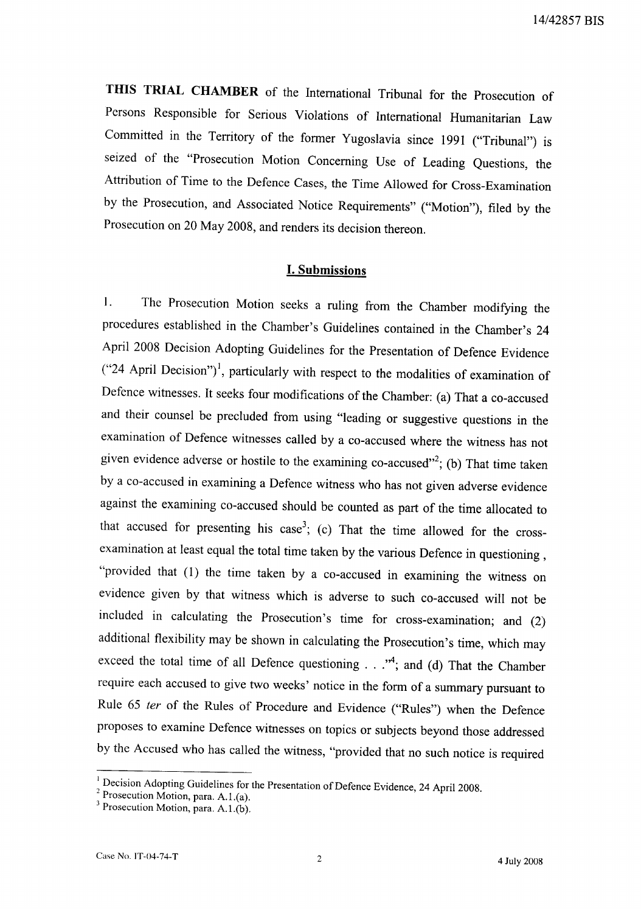**THIS TRIAL CHAMBER** of the International Tribunal for the Prosecution of Persons Responsible for Serious Violations of International Humanitarian Law Committed in the Territory of the former Yugoslavia since 1991 ("Tribunal") is seized of the "Prosecution Motion Concerning Use of Leading Questions, the Attribution of Time to the Defence Cases, the Time Allowed for Cross-Examination by the Prosecution, and Associated Notice Requirements" ("Motion"), filed by the Prosecution on 20 May 2008, and renders its decision thereon.

## I. Submissions

1. The Prosecution Motion seeks a ruling from the Chamber modifying the procedures established in the Chamber's Guidelines contained in the Chamber's 24 April 2008 Decision Adopting Guidelines for the Presentation of Defence Evidence ("24 April Decision")[1], particularly with respect to the modalities of examination of Defence witnesses. It seeks four modifications of the Chamber: (a) That a co-accused and their counsel be precluded from using "leading or suggestive questions in the examination of Defence witnesses called by a co-accused where the witness has not given evidence adverse or hostile to the examining co-accused"[2]; (b) That time taken by a co-accused in examining a Defence witness who has not given adverse evidence against the examining co-accused should be counted as part of the time allocated to that accused for presenting his case[3]; (c) That the time allowed for the cross-examination at least equal the total time taken by the various Defence in questioning , "provided that (1) the time taken by a co-accused in examining the witness on evidence given by that witness which is adverse to such co-accused will not be included in calculating the Prosecution's time for cross-examination; and (2) additional flexibility may be shown in calculating the Prosecution's time, which may exceed the total time of all Defence questioning . . ."[4]; and (d) That the Chamber require each accused to give two weeks' notice in the form of a summary pursuant to Rule 65 *ter* of the Rules of Procedure and Evidence ("Rules") when the Defence proposes to examine Defence witnesses on topics or subjects beyond those addressed by the Accused who has called the witness, "provided that no such notice is required

[1] Decision Adopting Guidelines for the Presentation of Defence Evidence, 24 April 2008.
[2] Prosecution Motion, para. A.1.(a).
[3] Prosecution Motion, para. A.1.(b).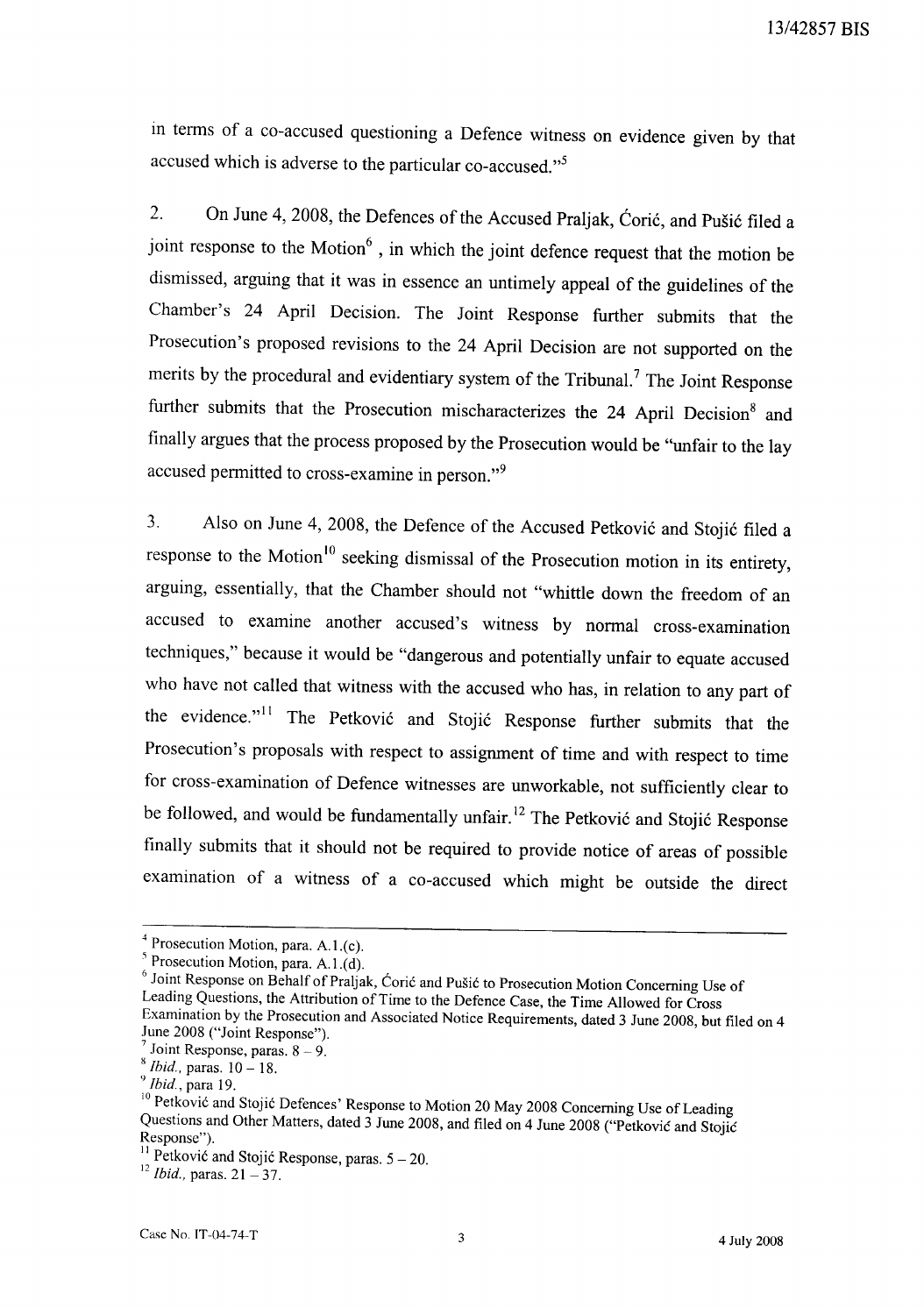in terms of a co-accused questioning a Defence witness on evidence given by that accused which is adverse to the particular co-accused."[5]

2. On June 4, 2008, the Defences of the Accused Praljak, Ćorić, and Pušić filed a joint response to the Motion[6], in which the joint defence request that the motion be dismissed, arguing that it was in essence an untimely appeal of the guidelines of the Chamber's 24 April Decision. The Joint Response further submits that the Prosecution's proposed revisions to the 24 April Decision are not supported on the merits by the procedural and evidentiary system of the Tribunal.[7] The Joint Response further submits that the Prosecution mischaracterizes the 24 April Decision[8] and finally argues that the process proposed by the Prosecution would be "unfair to the lay accused permitted to cross-examine in person."[9]

3. Also on June 4, 2008, the Defence of the Accused Petković and Stojić filed a response to the Motion[10] seeking dismissal of the Prosecution motion in its entirety, arguing, essentially, that the Chamber should not "whittle down the freedom of an accused to examine another accused's witness by normal cross-examination techniques," because it would be "dangerous and potentially unfair to equate accused who have not called that witness with the accused who has, in relation to any part of the evidence."[11] The Petković and Stojić Response further submits that the Prosecution's proposals with respect to assignment of time and with respect to time for cross-examination of Defence witnesses are unworkable, not sufficiently clear to be followed, and would be fundamentally unfair.[12] The Petković and Stojić Response finally submits that it should not be required to provide notice of areas of possible examination of a witness of a co-accused which might be outside the direct

---

[4] Prosecution Motion, para. A.1.(c).

[5] Prosecution Motion, para. A.1.(d).

[6] Joint Response on Behalf of Praljak, Ćorić and Pušić to Prosecution Motion Concerning Use of Leading Questions, the Attribution of Time to the Defence Case, the Time Allowed for Cross Examination by the Prosecution and Associated Notice Requirements, dated 3 June 2008, but filed on 4 June 2008 ("Joint Response").

[7] Joint Response, paras. 8 – 9.

[8] *Ibid.*, paras. 10 – 18.

[9] *Ibid.*, para 19.

[10] Petković and Stojić Defences' Response to Motion 20 May 2008 Concerning Use of Leading Questions and Other Matters, dated 3 June 2008, and filed on 4 June 2008 ("Petković and Stojić Response").

[11] Petković and Stojić Response, paras. 5 – 20.

[12] *Ibid.*, paras. 21 – 37.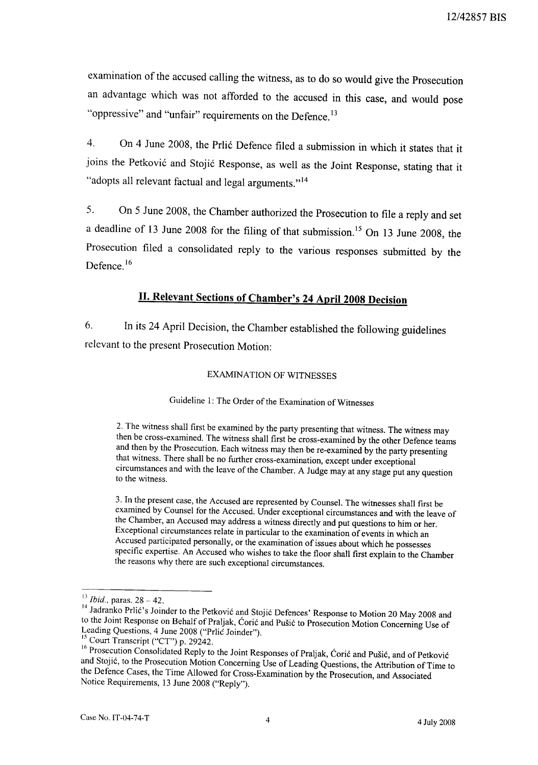examination of the accused calling the witness, as to do so would give the Prosecution an advantage which was not afforded to the accused in this case, and would pose "oppressive" and "unfair" requirements on the Defence.[13]

4. On 4 June 2008, the Prlić Defence filed a submission in which it states that it joins the Petković and Stojić Response, as well as the Joint Response, stating that it "adopts all relevant factual and legal arguments."[14]

5. On 5 June 2008, the Chamber authorized the Prosecution to file a reply and set a deadline of 13 June 2008 for the filing of that submission.[15] On 13 June 2008, the Prosecution filed a consolidated reply to the various responses submitted by the Defence.[16]

## II. Relevant Sections of Chamber's 24 April 2008 Decision

6. In its 24 April Decision, the Chamber established the following guidelines relevant to the present Prosecution Motion:

EXAMINATION OF WITNESSES

Guideline 1: The Order of the Examination of Witnesses

> 2. The witness shall first be examined by the party presenting that witness. The witness may then be cross-examined. The witness shall first be cross-examined by the other Defence teams and then by the Prosecution. Each witness may then be re-examined by the party presenting that witness. There shall be no further cross-examination, except under exceptional circumstances and with the leave of the Chamber. A Judge may at any stage put any question to the witness.
>
> 3. In the present case, the Accused are represented by Counsel. The witnesses shall first be examined by Counsel for the Accused. Under exceptional circumstances and with the leave of the Chamber, an Accused may address a witness directly and put questions to him or her. Exceptional circumstances relate in particular to the examination of events in which an Accused participated personally, or the examination of issues about which he possesses specific expertise. An Accused who wishes to take the floor shall first explain to the Chamber the reasons why there are such exceptional circumstances.

---

[13] *Ibid.*, paras. 28 – 42.

[14] Jadranko Prlić's Joinder to the Petković and Stojić Defences' Response to Motion 20 May 2008 and to the Joint Response on Behalf of Praljak, Ćorić and Pušić to Prosecution Motion Concerning Use of Leading Questions, 4 June 2008 ("Prlić Joinder").

[15] Court Transcript ("CT") p. 29242.

[16] Prosecution Consolidated Reply to the Joint Responses of Praljak, Ćorić and Pušić, and of Petković and Stojić, to the Prosecution Motion Concerning Use of Leading Questions, the Attribution of Time to the Defence Cases, the Time Allowed for Cross-Examination by the Prosecution, and Associated Notice Requirements, 13 June 2008 ("Reply").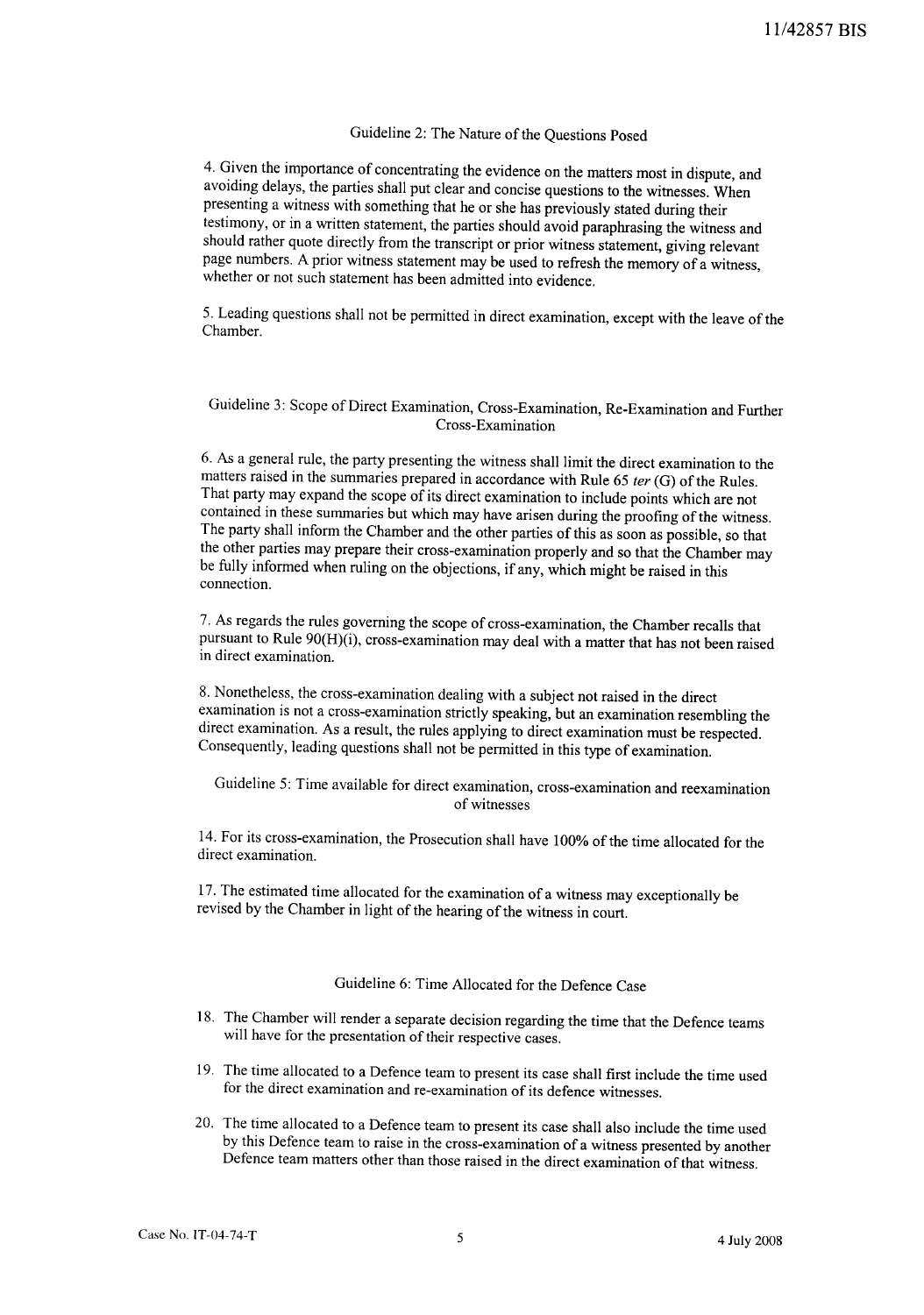## Guideline 2: The Nature of the Questions Posed

4. Given the importance of concentrating the evidence on the matters most in dispute, and avoiding delays, the parties shall put clear and concise questions to the witnesses. When presenting a witness with something that he or she has previously stated during their testimony, or in a written statement, the parties should avoid paraphrasing the witness and should rather quote directly from the transcript or prior witness statement, giving relevant page numbers. A prior witness statement may be used to refresh the memory of a witness, whether or not such statement has been admitted into evidence.

5. Leading questions shall not be permitted in direct examination, except with the leave of the Chamber.

## Guideline 3: Scope of Direct Examination, Cross-Examination, Re-Examination and Further Cross-Examination

6. As a general rule, the party presenting the witness shall limit the direct examination to the matters raised in the summaries prepared in accordance with Rule 65 *ter* (G) of the Rules. That party may expand the scope of its direct examination to include points which are not contained in these summaries but which may have arisen during the proofing of the witness. The party shall inform the Chamber and the other parties of this as soon as possible, so that the other parties may prepare their cross-examination properly and so that the Chamber may be fully informed when ruling on the objections, if any, which might be raised in this connection.

7. As regards the rules governing the scope of cross-examination, the Chamber recalls that pursuant to Rule 90(H)(i), cross-examination may deal with a matter that has not been raised in direct examination.

8. Nonetheless, the cross-examination dealing with a subject not raised in the direct examination is not a cross-examination strictly speaking, but an examination resembling the direct examination. As a result, the rules applying to direct examination must be respected. Consequently, leading questions shall not be permitted in this type of examination.

## Guideline 5: Time available for direct examination, cross-examination and reexamination of witnesses

14. For its cross-examination, the Prosecution shall have 100% of the time allocated for the direct examination.

17. The estimated time allocated for the examination of a witness may exceptionally be revised by the Chamber in light of the hearing of the witness in court.

## Guideline 6: Time Allocated for the Defence Case

18. The Chamber will render a separate decision regarding the time that the Defence teams will have for the presentation of their respective cases.

19. The time allocated to a Defence team to present its case shall first include the time used for the direct examination and re-examination of its defence witnesses.

20. The time allocated to a Defence team to present its case shall also include the time used by this Defence team to raise in the cross-examination of a witness presented by another Defence team matters other than those raised in the direct examination of that witness.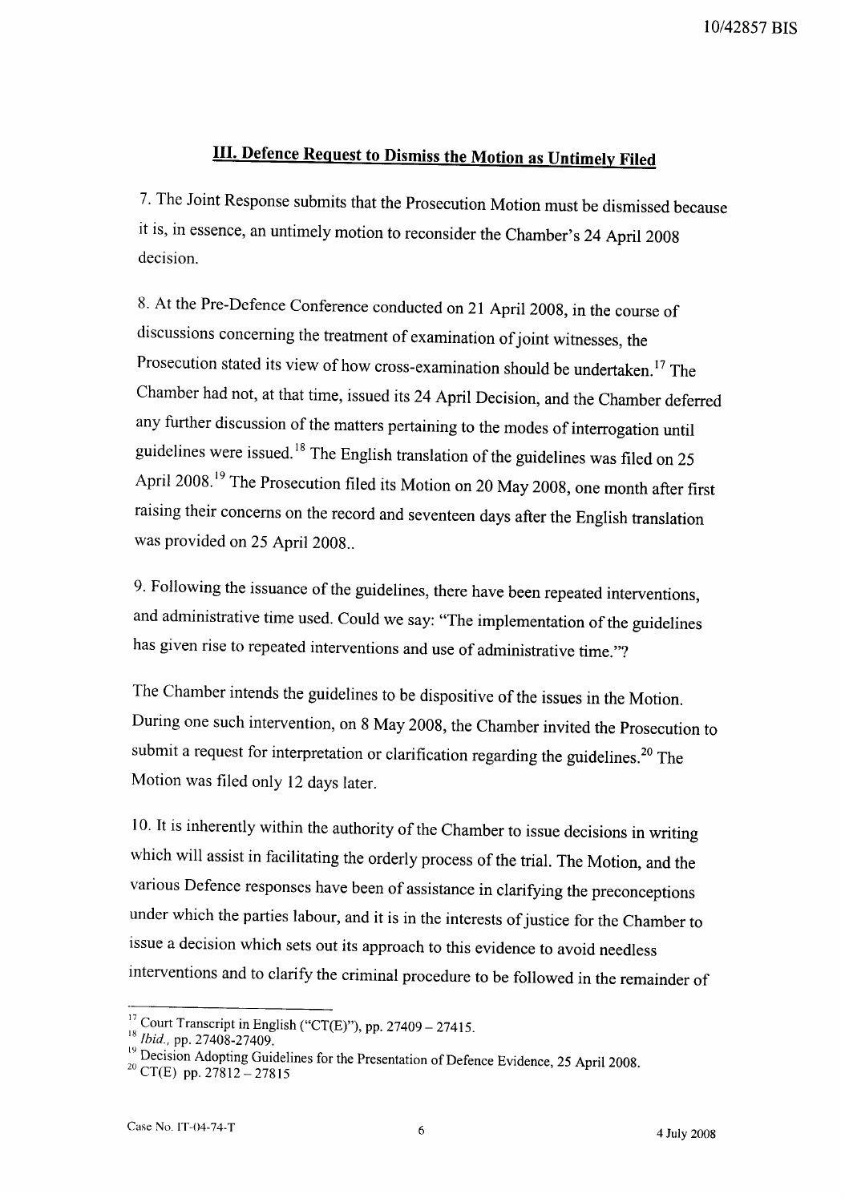## III. Defence Request to Dismiss the Motion as Untimely Filed

7. The Joint Response submits that the Prosecution Motion must be dismissed because it is, in essence, an untimely motion to reconsider the Chamber's 24 April 2008 decision.

8. At the Pre-Defence Conference conducted on 21 April 2008, in the course of discussions concerning the treatment of examination of joint witnesses, the Prosecution stated its view of how cross-examination should be undertaken.[17] The Chamber had not, at that time, issued its 24 April Decision, and the Chamber deferred any further discussion of the matters pertaining to the modes of interrogation until guidelines were issued.[18] The English translation of the guidelines was filed on 25 April 2008.[19] The Prosecution filed its Motion on 20 May 2008, one month after first raising their concerns on the record and seventeen days after the English translation was provided on 25 April 2008..

9. Following the issuance of the guidelines, there have been repeated interventions, and administrative time used. Could we say: "The implementation of the guidelines has given rise to repeated interventions and use of administrative time."?

The Chamber intends the guidelines to be dispositive of the issues in the Motion. During one such intervention, on 8 May 2008, the Chamber invited the Prosecution to submit a request for interpretation or clarification regarding the guidelines.[20] The Motion was filed only 12 days later.

10. It is inherently within the authority of the Chamber to issue decisions in writing which will assist in facilitating the orderly process of the trial. The Motion, and the various Defence responses have been of assistance in clarifying the preconceptions under which the parties labour, and it is in the interests of justice for the Chamber to issue a decision which sets out its approach to this evidence to avoid needless interventions and to clarify the criminal procedure to be followed in the remainder of

---

[17] Court Transcript in English ("CT(E)"), pp. 27409 – 27415.

[18] *Ibid.*, pp. 27408-27409.

[19] Decision Adopting Guidelines for the Presentation of Defence Evidence, 25 April 2008.

[20] CT(E) pp. 27812 – 27815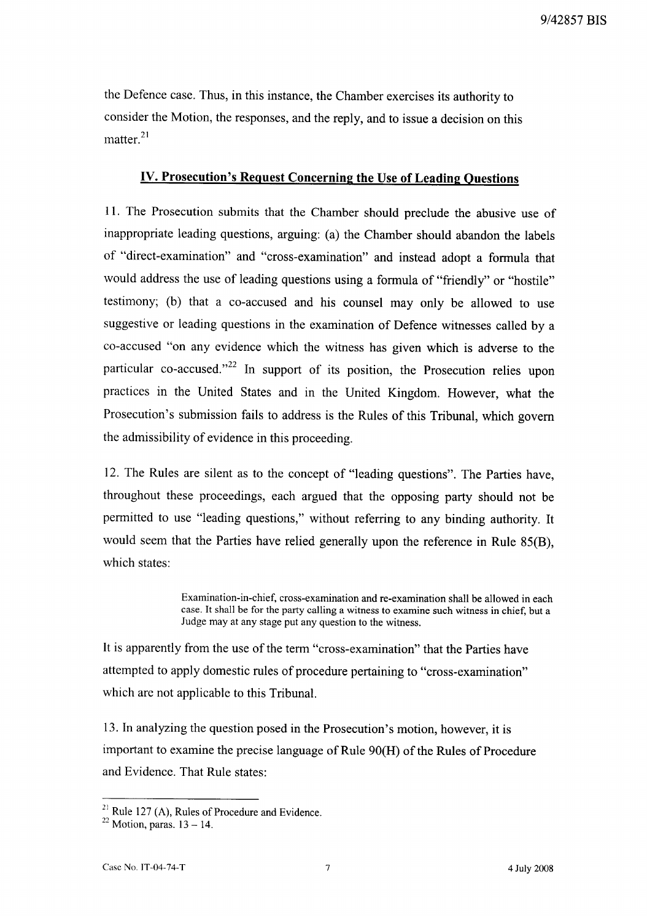the Defence case. Thus, in this instance, the Chamber exercises its authority to consider the Motion, the responses, and the reply, and to issue a decision on this matter.[21]

## IV. Prosecution's Request Concerning the Use of Leading Questions

11. The Prosecution submits that the Chamber should preclude the abusive use of inappropriate leading questions, arguing: (a) the Chamber should abandon the labels of "direct-examination" and "cross-examination" and instead adopt a formula that would address the use of leading questions using a formula of "friendly" or "hostile" testimony; (b) that a co-accused and his counsel may only be allowed to use suggestive or leading questions in the examination of Defence witnesses called by a co-accused "on any evidence which the witness has given which is adverse to the particular co-accused."[22] In support of its position, the Prosecution relies upon practices in the United States and in the United Kingdom. However, what the Prosecution's submission fails to address is the Rules of this Tribunal, which govern the admissibility of evidence in this proceeding.

12. The Rules are silent as to the concept of "leading questions". The Parties have, throughout these proceedings, each argued that the opposing party should not be permitted to use "leading questions," without referring to any binding authority. It would seem that the Parties have relied generally upon the reference in Rule 85(B), which states:

> Examination-in-chief, cross-examination and re-examination shall be allowed in each case. It shall be for the party calling a witness to examine such witness in chief, but a Judge may at any stage put any question to the witness.

It is apparently from the use of the term "cross-examination" that the Parties have attempted to apply domestic rules of procedure pertaining to "cross-examination" which are not applicable to this Tribunal.

13. In analyzing the question posed in the Prosecution's motion, however, it is important to examine the precise language of Rule 90(H) of the Rules of Procedure and Evidence. That Rule states:

---

[21] Rule 127 (A), Rules of Procedure and Evidence.

[22] Motion, paras. 13 – 14.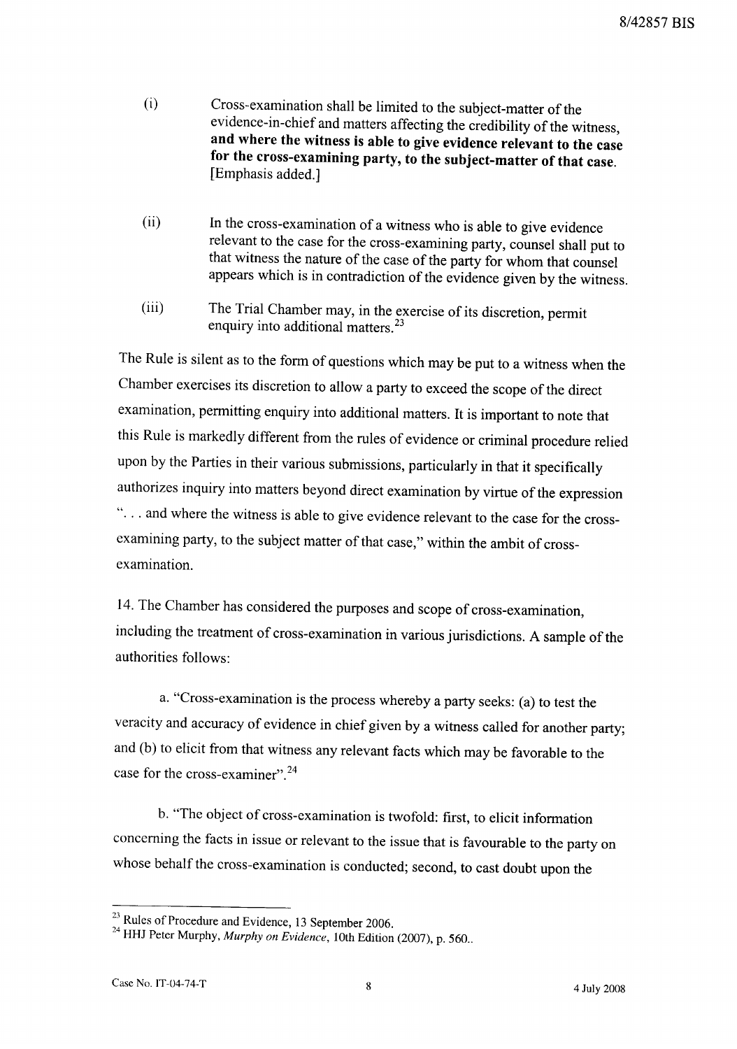(i) Cross-examination shall be limited to the subject-matter of the evidence-in-chief and matters affecting the credibility of the witness, **and where the witness is able to give evidence relevant to the case for the cross-examining party, to the subject-matter of that case.** [Emphasis added.]

(ii) In the cross-examination of a witness who is able to give evidence relevant to the case for the cross-examining party, counsel shall put to that witness the nature of the case of the party for whom that counsel appears which is in contradiction of the evidence given by the witness.

(iii) The Trial Chamber may, in the exercise of its discretion, permit enquiry into additional matters.[23]

The Rule is silent as to the form of questions which may be put to a witness when the Chamber exercises its discretion to allow a party to exceed the scope of the direct examination, permitting enquiry into additional matters. It is important to note that this Rule is markedly different from the rules of evidence or criminal procedure relied upon by the Parties in their various submissions, particularly in that it specifically authorizes inquiry into matters beyond direct examination by virtue of the expression ". . . and where the witness is able to give evidence relevant to the case for the cross-examining party, to the subject matter of that case," within the ambit of cross-examination.

14. The Chamber has considered the purposes and scope of cross-examination, including the treatment of cross-examination in various jurisdictions. A sample of the authorities follows:

a. "Cross-examination is the process whereby a party seeks: (a) to test the veracity and accuracy of evidence in chief given by a witness called for another party; and (b) to elicit from that witness any relevant facts which may be favorable to the case for the cross-examiner".[24]

b. "The object of cross-examination is twofold: first, to elicit information concerning the facts in issue or relevant to the issue that is favourable to the party on whose behalf the cross-examination is conducted; second, to cast doubt upon the

---

[23] Rules of Procedure and Evidence, 13 September 2006.

[24] HHJ Peter Murphy, *Murphy on Evidence*, 10th Edition (2007), p. 560..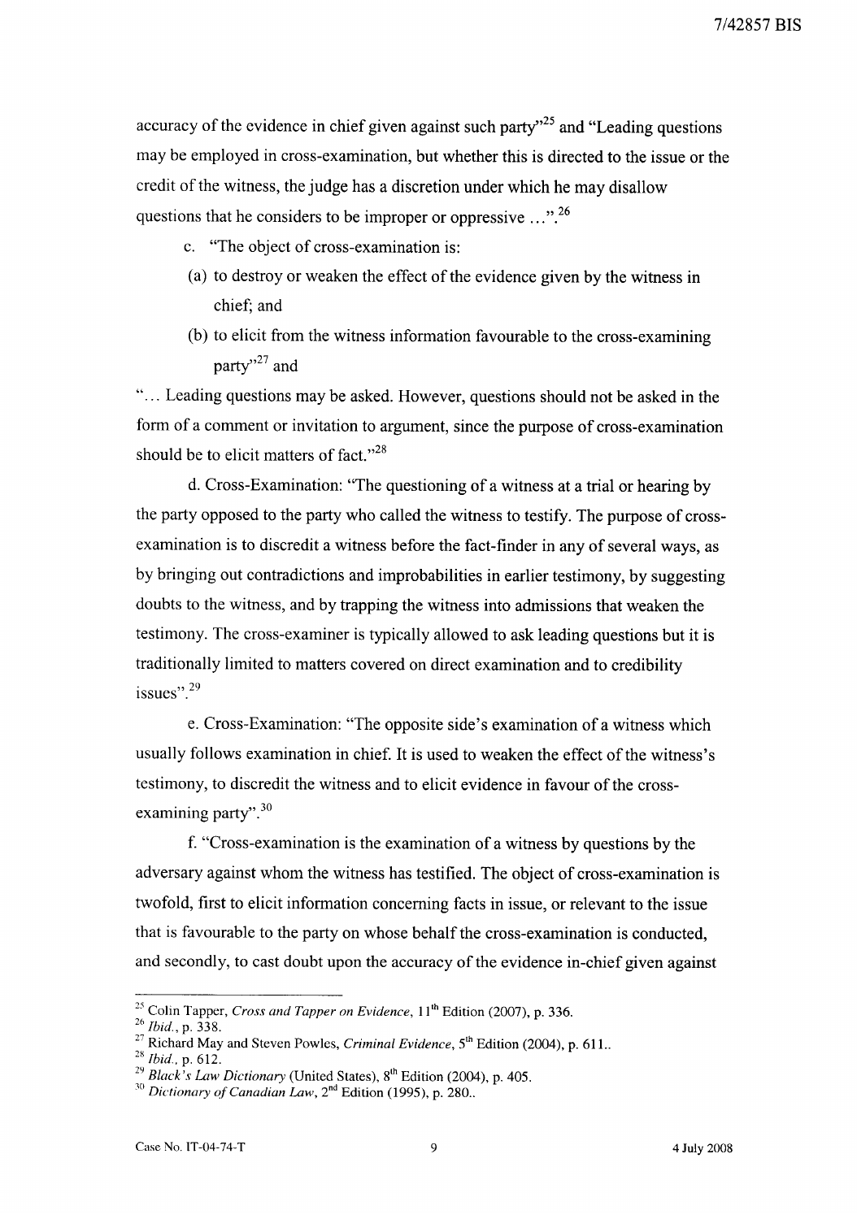accuracy of the evidence in chief given against such party"[25] and "Leading questions may be employed in cross-examination, but whether this is directed to the issue or the credit of the witness, the judge has a discretion under which he may disallow questions that he considers to be improper or oppressive ...".[26]

c. "The object of cross-examination is:

(a) to destroy or weaken the effect of the evidence given by the witness in chief; and

(b) to elicit from the witness information favourable to the cross-examining party"[27] and

"... Leading questions may be asked. However, questions should not be asked in the form of a comment or invitation to argument, since the purpose of cross-examination should be to elicit matters of fact."[28]

d. Cross-Examination: "The questioning of a witness at a trial or hearing by the party opposed to the party who called the witness to testify. The purpose of cross-examination is to discredit a witness before the fact-finder in any of several ways, as by bringing out contradictions and improbabilities in earlier testimony, by suggesting doubts to the witness, and by trapping the witness into admissions that weaken the testimony. The cross-examiner is typically allowed to ask leading questions but it is traditionally limited to matters covered on direct examination and to credibility issues".[29]

e. Cross-Examination: "The opposite side's examination of a witness which usually follows examination in chief. It is used to weaken the effect of the witness's testimony, to discredit the witness and to elicit evidence in favour of the cross-examining party".[30]

f. "Cross-examination is the examination of a witness by questions by the adversary against whom the witness has testified. The object of cross-examination is twofold, first to elicit information concerning facts in issue, or relevant to the issue that is favourable to the party on whose behalf the cross-examination is conducted, and secondly, to cast doubt upon the accuracy of the evidence in-chief given against

---

[25] Colin Tapper, *Cross and Tapper on Evidence*, 11th Edition (2007), p. 336.

[26] *Ibid.*, p. 338.

[27] Richard May and Steven Powles, *Criminal Evidence*, 5th Edition (2004), p. 611..

[28] *Ibid.*, p. 612.

[29] *Black's Law Dictionary* (United States), 8th Edition (2004), p. 405.

[30] *Dictionary of Canadian Law*, 2nd Edition (1995), p. 280..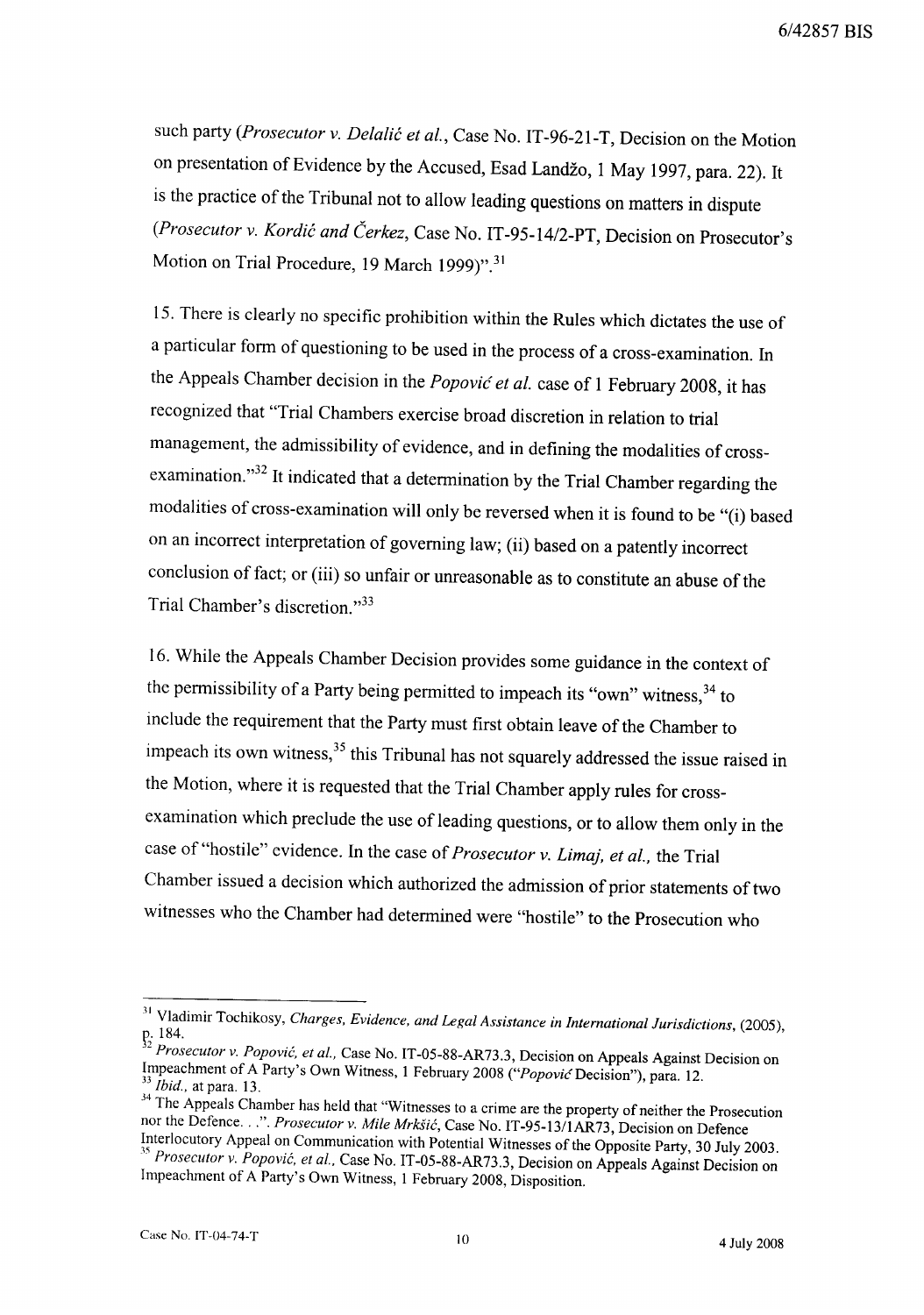such party (*Prosecutor v. Delalić et al.*, Case No. IT-96-21-T, Decision on the Motion on presentation of Evidence by the Accused, Esad Landžo, 1 May 1997, para. 22). It is the practice of the Tribunal not to allow leading questions on matters in dispute (*Prosecutor v. Kordić and Čerkez*, Case No. IT-95-14/2-PT, Decision on Prosecutor's Motion on Trial Procedure, 19 March 1999)".[31]

15. There is clearly no specific prohibition within the Rules which dictates the use of a particular form of questioning to be used in the process of a cross-examination. In the Appeals Chamber decision in the *Popović et al.* case of 1 February 2008, it has recognized that "Trial Chambers exercise broad discretion in relation to trial management, the admissibility of evidence, and in defining the modalities of cross-examination."[32] It indicated that a determination by the Trial Chamber regarding the modalities of cross-examination will only be reversed when it is found to be "(i) based on an incorrect interpretation of governing law; (ii) based on a patently incorrect conclusion of fact; or (iii) so unfair or unreasonable as to constitute an abuse of the Trial Chamber's discretion."[33]

16. While the Appeals Chamber Decision provides some guidance in the context of the permissibility of a Party being permitted to impeach its "own" witness,[34] to include the requirement that the Party must first obtain leave of the Chamber to impeach its own witness,[35] this Tribunal has not squarely addressed the issue raised in the Motion, where it is requested that the Trial Chamber apply rules for cross-examination which preclude the use of leading questions, or to allow them only in the case of "hostile" evidence. In the case of *Prosecutor v. Limaj, et al.*, the Trial Chamber issued a decision which authorized the admission of prior statements of two witnesses who the Chamber had determined were "hostile" to the Prosecution who

---

[31] Vladimir Tochikosy, *Charges, Evidence, and Legal Assistance in International Jurisdictions*, (2005), p. 184.

[32] *Prosecutor v. Popović, et al.*, Case No. IT-05-88-AR73.3, Decision on Appeals Against Decision on Impeachment of A Party's Own Witness, 1 February 2008 ("*Popović* Decision"), para. 12.

[33] *Ibid.*, at para. 13.

[34] The Appeals Chamber has held that "Witnesses to a crime are the property of neither the Prosecution nor the Defence. . .". *Prosecutor v. Mile Mrkšić*, Case No. IT-95-13/1AR73, Decision on Defence Interlocutory Appeal on Communication with Potential Witnesses of the Opposite Party, 30 July 2003.

[35] *Prosecutor v. Popović, et al.*, Case No. IT-05-88-AR73.3, Decision on Appeals Against Decision on Impeachment of A Party's Own Witness, 1 February 2008, Disposition.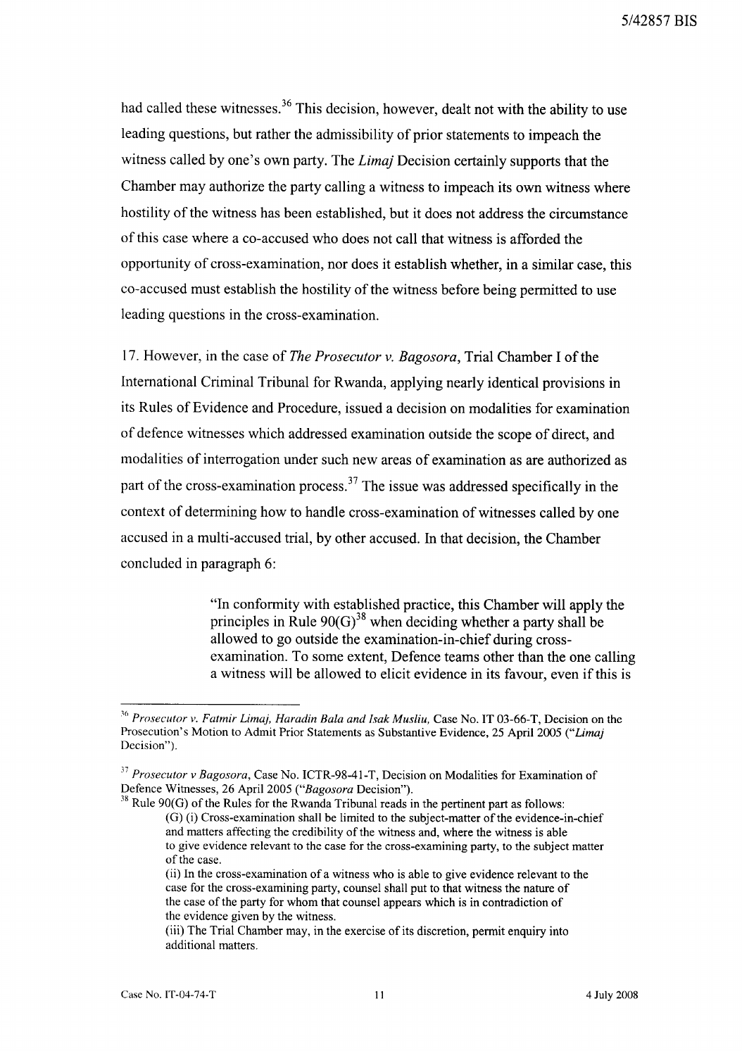had called these witnesses.[36] This decision, however, dealt not with the ability to use leading questions, but rather the admissibility of prior statements to impeach the witness called by one's own party. The *Limaj* Decision certainly supports that the Chamber may authorize the party calling a witness to impeach its own witness where hostility of the witness has been established, but it does not address the circumstance of this case where a co-accused who does not call that witness is afforded the opportunity of cross-examination, nor does it establish whether, in a similar case, this co-accused must establish the hostility of the witness before being permitted to use leading questions in the cross-examination.

17. However, in the case of *The Prosecutor v. Bagosora*, Trial Chamber I of the International Criminal Tribunal for Rwanda, applying nearly identical provisions in its Rules of Evidence and Procedure, issued a decision on modalities for examination of defence witnesses which addressed examination outside the scope of direct, and modalities of interrogation under such new areas of examination as are authorized as part of the cross-examination process.[37] The issue was addressed specifically in the context of determining how to handle cross-examination of witnesses called by one accused in a multi-accused trial, by other accused. In that decision, the Chamber concluded in paragraph 6:

> "In conformity with established practice, this Chamber will apply the principles in Rule 90(G)[38] when deciding whether a party shall be allowed to go outside the examination-in-chief during cross-examination. To some extent, Defence teams other than the one calling a witness will be allowed to elicit evidence in its favour, even if this is

---

[36] *Prosecutor v. Fatmir Limaj, Haradin Bala and Isak Musliu,* Case No. IT 03-66-T, Decision on the Prosecution's Motion to Admit Prior Statements as Substantive Evidence, 25 April 2005 ("*Limaj* Decision").

[37] *Prosecutor v Bagosora*, Case No. ICTR-98-41-T, Decision on Modalities for Examination of Defence Witnesses, 26 April 2005 ("*Bagosora* Decision").

[38] Rule 90(G) of the Rules for the Rwanda Tribunal reads in the pertinent part as follows:

> (G) (i) Cross-examination shall be limited to the subject-matter of the evidence-in-chief and matters affecting the credibility of the witness and, where the witness is able to give evidence relevant to the case for the cross-examining party, to the subject matter of the case.
>
> (ii) In the cross-examination of a witness who is able to give evidence relevant to the case for the cross-examining party, counsel shall put to that witness the nature of the case of the party for whom that counsel appears which is in contradiction of the evidence given by the witness.
>
> (iii) The Trial Chamber may, in the exercise of its discretion, permit enquiry into additional matters.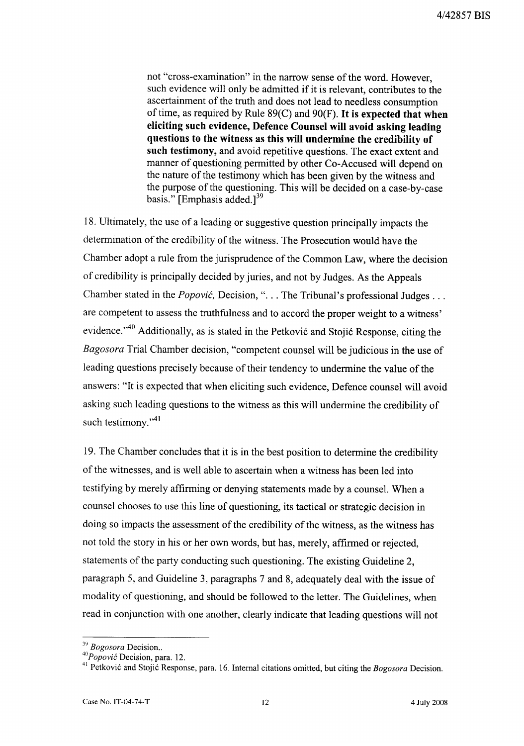not "cross-examination" in the narrow sense of the word. However, such evidence will only be admitted if it is relevant, contributes to the ascertainment of the truth and does not lead to needless consumption of time, as required by Rule 89(C) and 90(F). **It is expected that when eliciting such evidence, Defence Counsel will avoid asking leading questions to the witness as this will undermine the credibility of such testimony,** and avoid repetitive questions. The exact extent and manner of questioning permitted by other Co-Accused will depend on the nature of the testimony which has been given by the witness and the purpose of the questioning. This will be decided on a case-by-case basis." [Emphasis added.][39]

18. Ultimately, the use of a leading or suggestive question principally impacts the determination of the credibility of the witness. The Prosecution would have the Chamber adopt a rule from the jurisprudence of the Common Law, where the decision of credibility is principally decided by juries, and not by Judges. As the Appeals Chamber stated in the *Popović,* Decision, ". . . The Tribunal's professional Judges . . . are competent to assess the truthfulness and to accord the proper weight to a witness' evidence."[40] Additionally, as is stated in the Petković and Stojić Response, citing the *Bagosora* Trial Chamber decision, "competent counsel will be judicious in the use of leading questions precisely because of their tendency to undermine the value of the answers: "It is expected that when eliciting such evidence, Defence counsel will avoid asking such leading questions to the witness as this will undermine the credibility of such testimony."[41]

19. The Chamber concludes that it is in the best position to determine the credibility of the witnesses, and is well able to ascertain when a witness has been led into testifying by merely affirming or denying statements made by a counsel. When a counsel chooses to use this line of questioning, its tactical or strategic decision in doing so impacts the assessment of the credibility of the witness, as the witness has not told the story in his or her own words, but has, merely, affirmed or rejected, statements of the party conducting such questioning. The existing Guideline 2, paragraph 5, and Guideline 3, paragraphs 7 and 8, adequately deal with the issue of modality of questioning, and should be followed to the letter. The Guidelines, when read in conjunction with one another, clearly indicate that leading questions will not

---

[39] *Bogosora* Decision..

[40] *Popović* Decision, para. 12.

[41] Petković and Stojić Response, para. 16. Internal citations omitted, but citing the *Bogosora* Decision.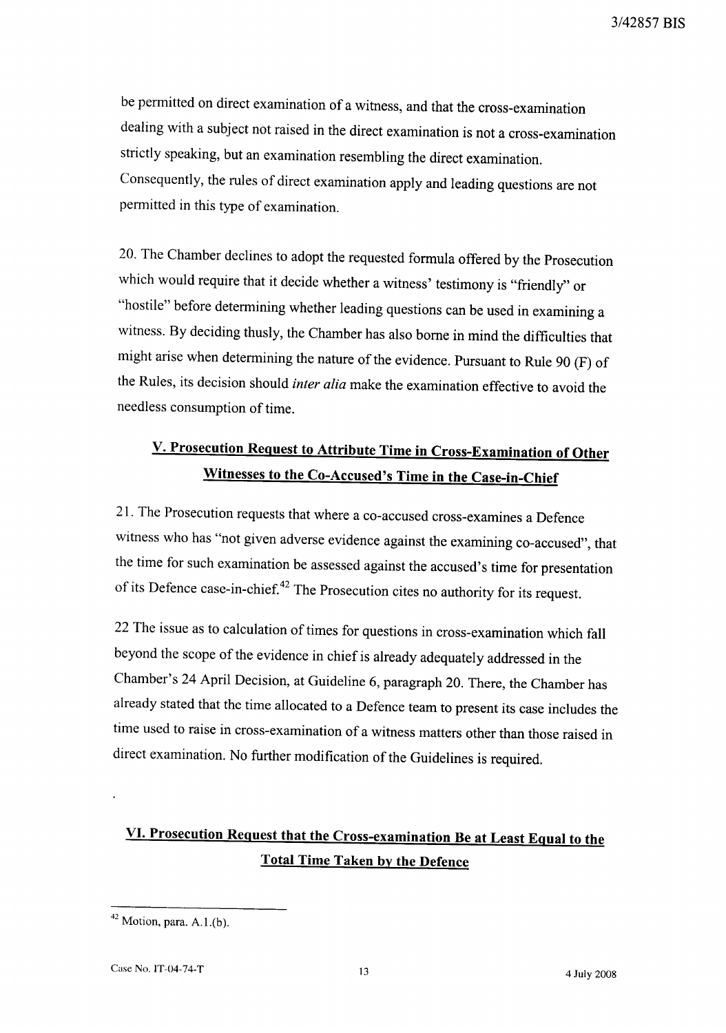be permitted on direct examination of a witness, and that the cross-examination dealing with a subject not raised in the direct examination is not a cross-examination strictly speaking, but an examination resembling the direct examination. Consequently, the rules of direct examination apply and leading questions are not permitted in this type of examination.

20. The Chamber declines to adopt the requested formula offered by the Prosecution which would require that it decide whether a witness' testimony is "friendly" or "hostile" before determining whether leading questions can be used in examining a witness. By deciding thusly, the Chamber has also borne in mind the difficulties that might arise when determining the nature of the evidence. Pursuant to Rule 90 (F) of the Rules, its decision should *inter alia* make the examination effective to avoid the needless consumption of time.

## V. Prosecution Request to Attribute Time in Cross-Examination of Other Witnesses to the Co-Accused's Time in the Case-in-Chief

21. The Prosecution requests that where a co-accused cross-examines a Defence witness who has "not given adverse evidence against the examining co-accused", that the time for such examination be assessed against the accused's time for presentation of its Defence case-in-chief.[42] The Prosecution cites no authority for its request.

22 The issue as to calculation of times for questions in cross-examination which fall beyond the scope of the evidence in chief is already adequately addressed in the Chamber's 24 April Decision, at Guideline 6, paragraph 20. There, the Chamber has already stated that the time allocated to a Defence team to present its case includes the time used to raise in cross-examination of a witness matters other than those raised in direct examination. No further modification of the Guidelines is required.

## VI. Prosecution Request that the Cross-examination Be at Least Equal to the Total Time Taken by the Defence

[42] Motion, para. A.1.(b).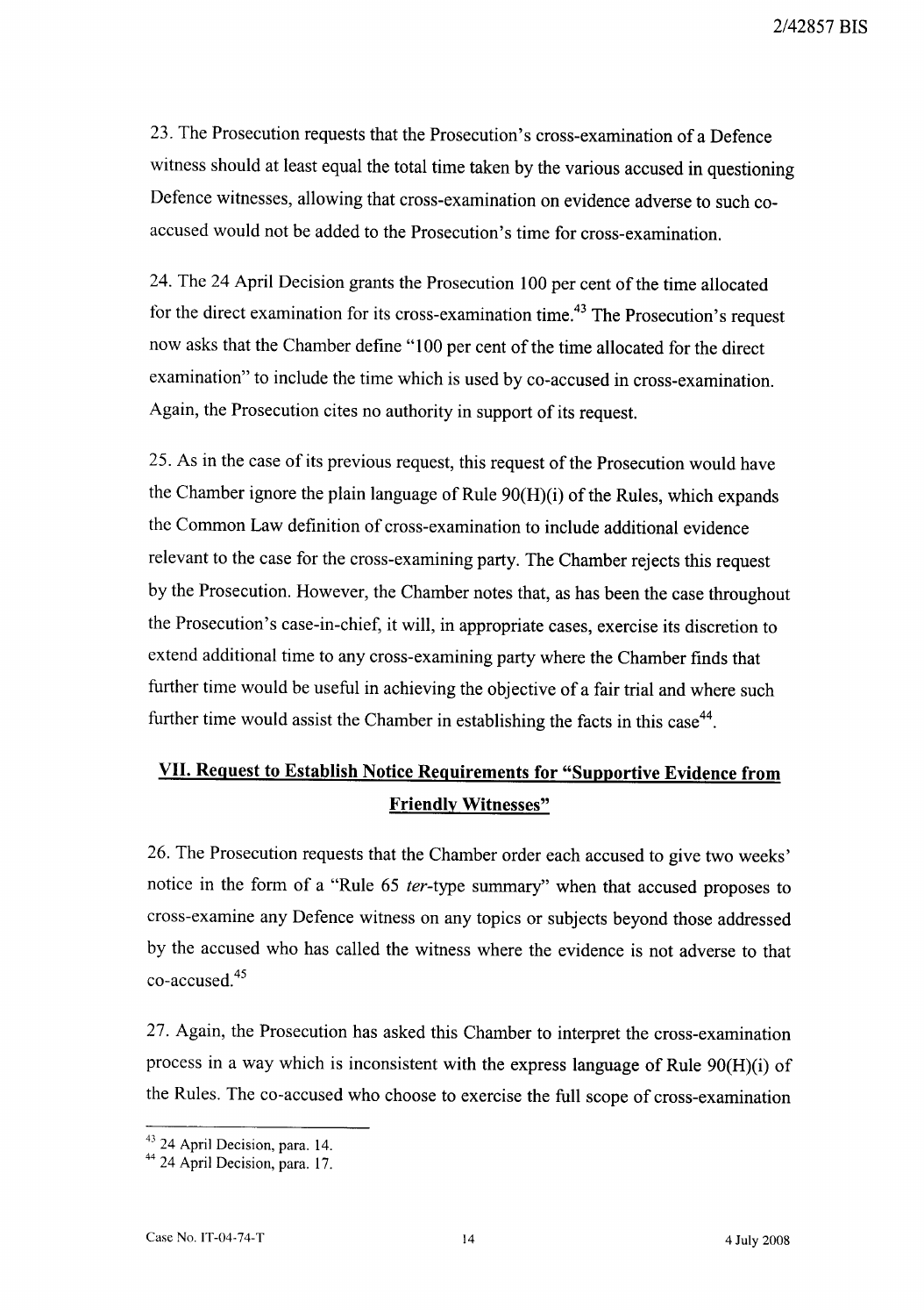23. The Prosecution requests that the Prosecution's cross-examination of a Defence witness should at least equal the total time taken by the various accused in questioning Defence witnesses, allowing that cross-examination on evidence adverse to such co-accused would not be added to the Prosecution's time for cross-examination.

24. The 24 April Decision grants the Prosecution 100 per cent of the time allocated for the direct examination for its cross-examination time.[43] The Prosecution's request now asks that the Chamber define "100 per cent of the time allocated for the direct examination" to include the time which is used by co-accused in cross-examination. Again, the Prosecution cites no authority in support of its request.

25. As in the case of its previous request, this request of the Prosecution would have the Chamber ignore the plain language of Rule 90(H)(i) of the Rules, which expands the Common Law definition of cross-examination to include additional evidence relevant to the case for the cross-examining party. The Chamber rejects this request by the Prosecution. However, the Chamber notes that, as has been the case throughout the Prosecution's case-in-chief, it will, in appropriate cases, exercise its discretion to extend additional time to any cross-examining party where the Chamber finds that further time would be useful in achieving the objective of a fair trial and where such further time would assist the Chamber in establishing the facts in this case[44].

## VII. Request to Establish Notice Requirements for "Supportive Evidence from Friendly Witnesses"

26. The Prosecution requests that the Chamber order each accused to give two weeks' notice in the form of a "Rule 65 *ter*-type summary" when that accused proposes to cross-examine any Defence witness on any topics or subjects beyond those addressed by the accused who has called the witness where the evidence is not adverse to that co-accused.[45]

27. Again, the Prosecution has asked this Chamber to interpret the cross-examination process in a way which is inconsistent with the express language of Rule 90(H)(i) of the Rules. The co-accused who choose to exercise the full scope of cross-examination

---

[43] 24 April Decision, para. 14.

[44] 24 April Decision, para. 17.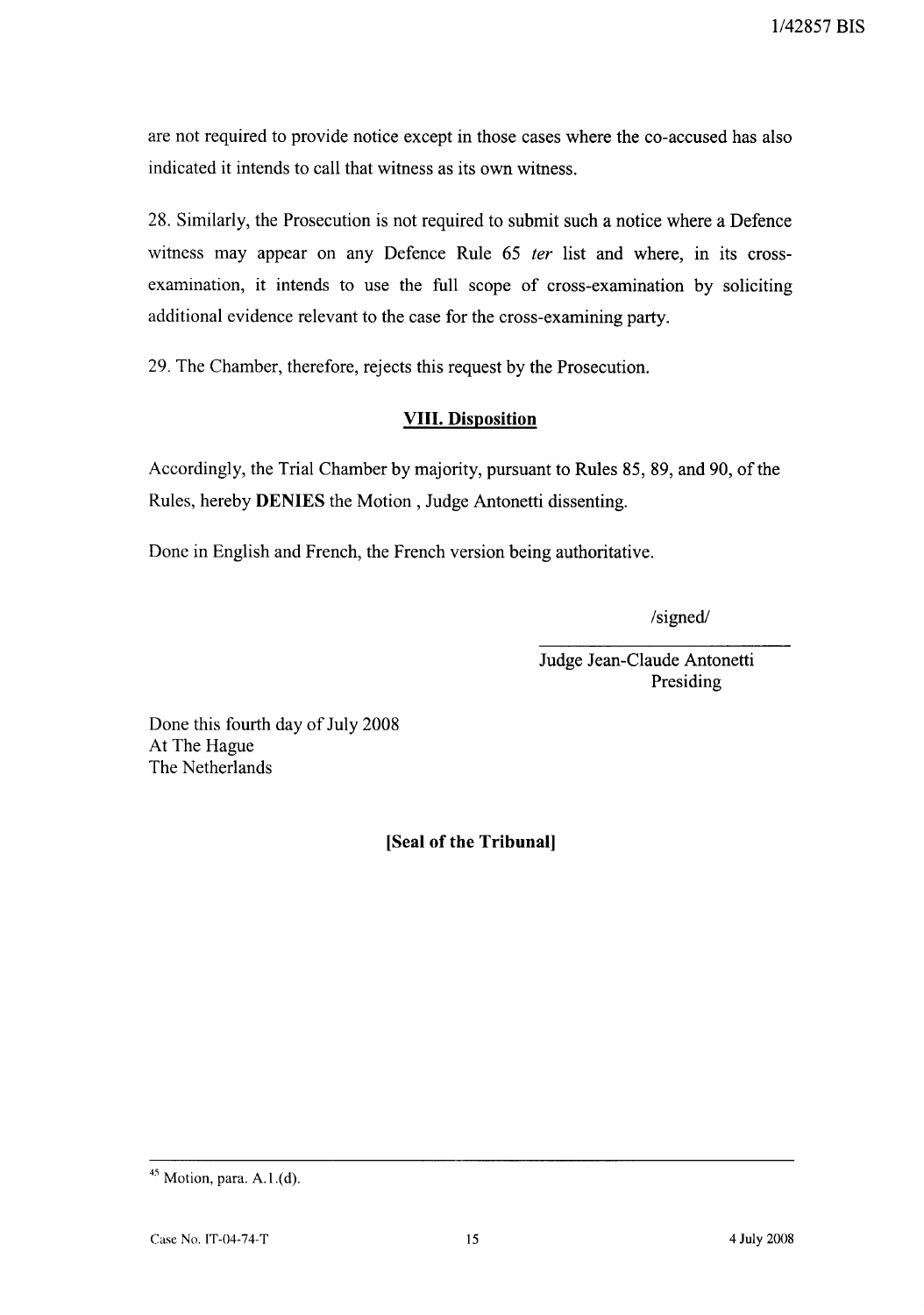are not required to provide notice except in those cases where the co-accused has also indicated it intends to call that witness as its own witness.

28. Similarly, the Prosecution is not required to submit such a notice where a Defence witness may appear on any Defence Rule 65 *ter* list and where, in its cross-examination, it intends to use the full scope of cross-examination by soliciting additional evidence relevant to the case for the cross-examining party.

29. The Chamber, therefore, rejects this request by the Prosecution.

## VIII. Disposition

Accordingly, the Trial Chamber by majority, pursuant to Rules 85, 89, and 90, of the Rules, hereby **DENIES** the Motion , Judge Antonetti dissenting.

Done in English and French, the French version being authoritative.

/signed/

Judge Jean-Claude Antonetti
Presiding

Done this fourth day of July 2008
At The Hague
The Netherlands

**[Seal of the Tribunal]**

---

[45] Motion, para. A.1.(d).